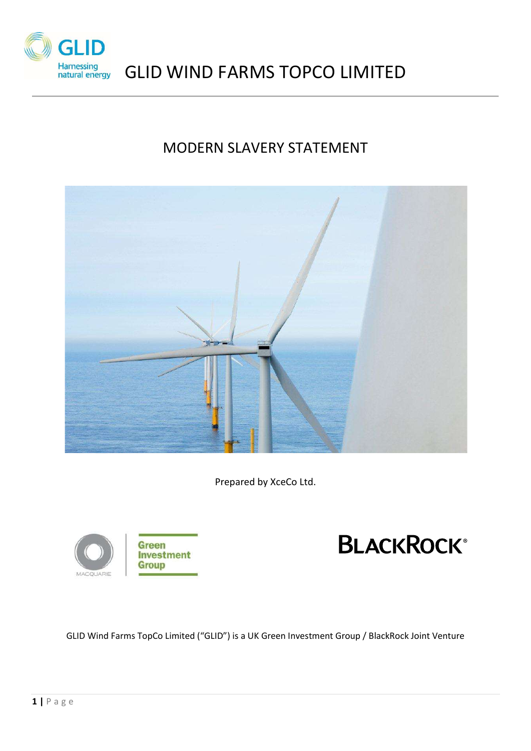# GLID WIND FARMS TOPCO LIMITED

## MODERN SLAVERY STATEMENT

Prepared by XceCo Ltd.

GLID Wind Farms TopCo Limited ("GLID") is a UK Green Investment Group / BlackRock Joint Venture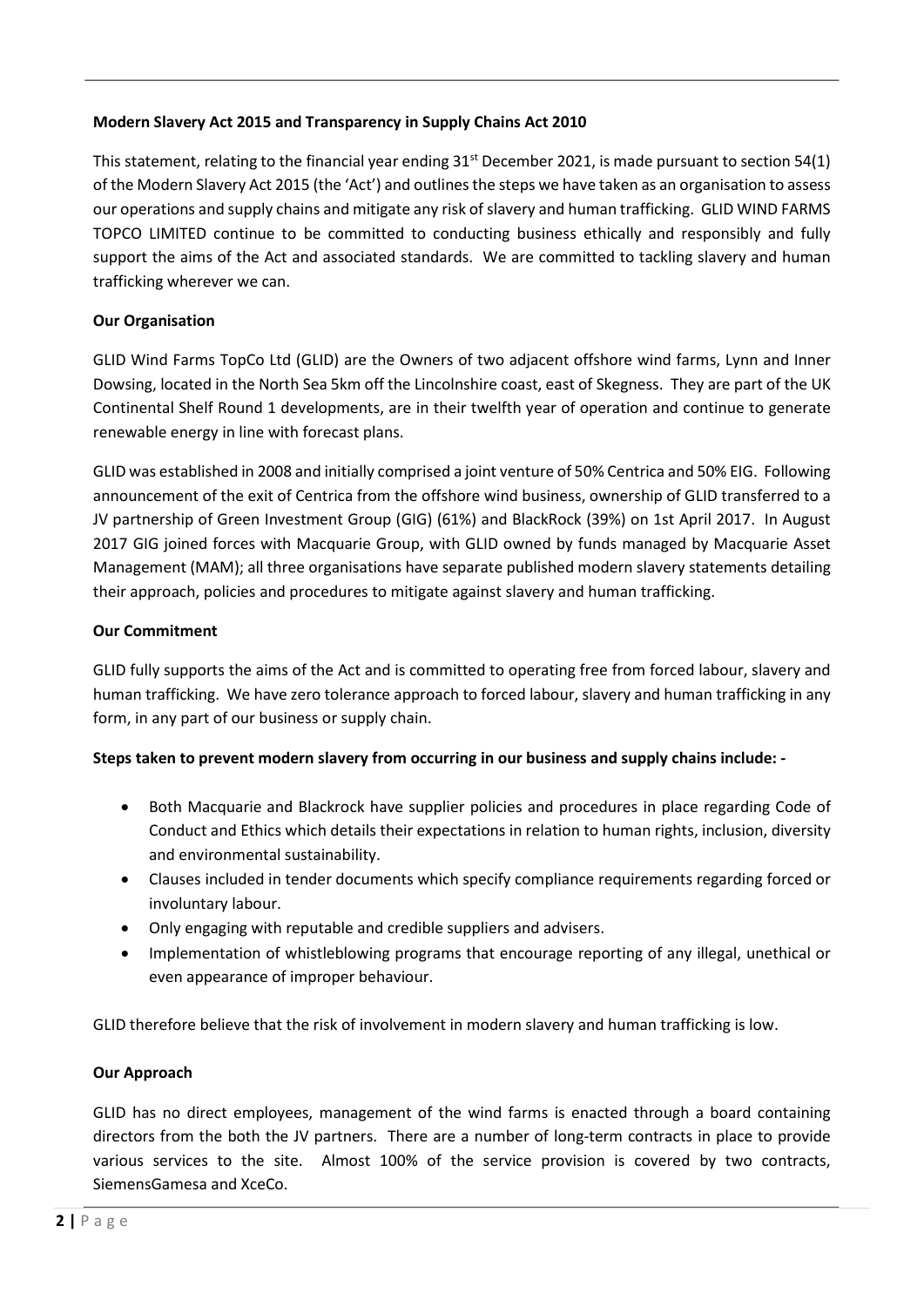**Modern Slavery Act 2015 and Transparency in Supply Chains Act 2010**

This statement, relating to the financial year ending 31st December 2021, is made pursuant to section 54(1) of the Modern Slavery Act 2015 (the 'Act') and outlines the steps we have taken as an organisation to assess our operations and supply chains and mitigate any risk of slavery and human trafficking. GLID WIND FARMS TOPCO LIMITED continue to be committed to conducting business ethically and responsibly and fully support the aims of the Act and associated standards. We are committed to tackling slavery and human trafficking wherever we can.

**Our Organisation**

GLID Wind Farms TopCo Ltd (GLID) are the Owners of two adjacent offshore wind farms, Lynn and Inner Dowsing, located in the North Sea 5km off the Lincolnshire coast, east of Skegness. They are part of the UK Continental Shelf Round 1 developments, are in their twelfth year of operation and continue to generate renewable energy in line with forecast plans.

GLID was established in 2008 and initially comprised a joint venture of 50% Centrica and 50% EIG. Following announcement of the exit of Centrica from the offshore wind business, ownership of GLID transferred to a JV partnership of Green Investment Group (GIG) (61%) and BlackRock (39%) on 1st April 2017. In August 2017 GIG joined forces with Macquarie Group, with GLID owned by funds managed by Macquarie Asset Management (MAM); all three organisations have separate published modern slavery statements detailing their approach, policies and procedures to mitigate against slavery and human trafficking.

**Our Commitment**

GLID fully supports the aims of the Act and is committed to operating free from forced labour, slavery and human trafficking. We have zero tolerance approach to forced labour, slavery and human trafficking in any form, in any part of our business or supply chain.

**Steps taken to prevent modern slavery from occurring in our business and supply chains include: -**

- Both Macquarie and Blackrock have supplier policies and procedures in place regarding Code of Conduct and Ethics which details their expectations in relation to human rights, inclusion, diversity and environmental sustainability.
- Clauses included in tender documents which specify compliance requirements regarding forced or involuntary labour.
- Only engaging with reputable and credible suppliers and advisers.
- Implementation of whistleblowing programs that encourage reporting of any illegal, unethical or even appearance of improper behaviour.

GLID therefore believe that the risk of involvement in modern slavery and human trafficking is low.

**Our Approach**

GLID has no direct employees, management of the wind farms is enacted through a board containing directors from the both the JV partners. There are a number of long-term contracts in place to provide various services to the site. Almost 100% of the service provision is covered by two contracts, SiemensGamesa and XceCo.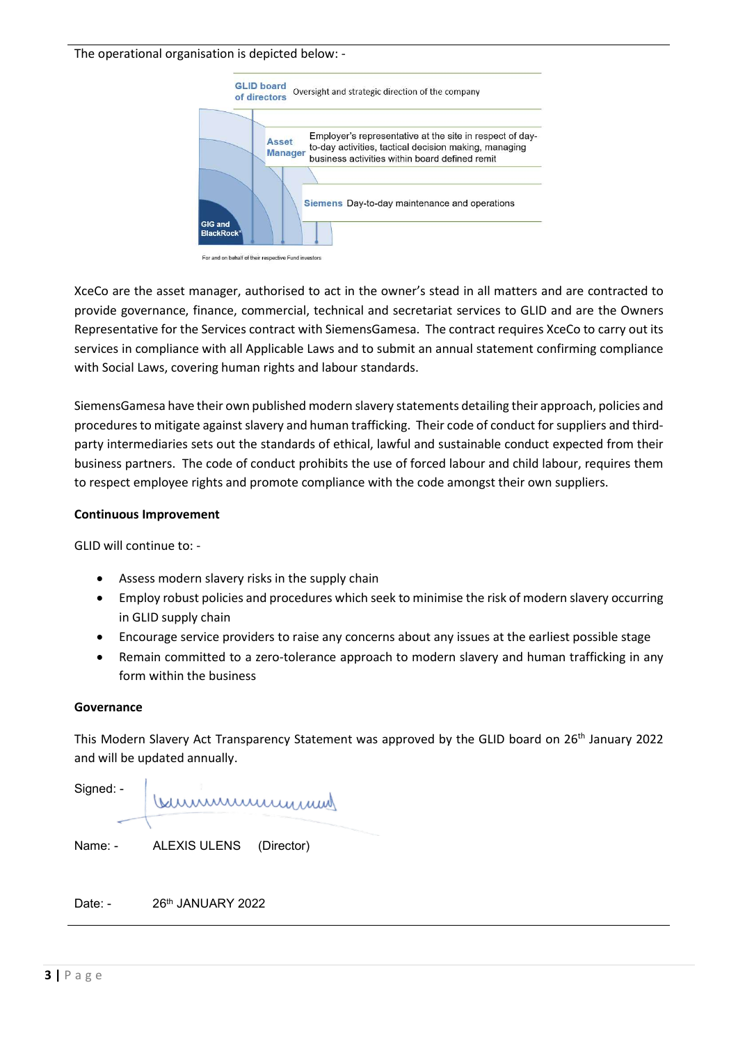The operational organisation is depicted below: -

GLID board of directors
Oversight and strategic direction of the company

Asset Manager
Employer's representative at the site in respect of day-to-day activities, tactical decision making, managing business activities within board defined remit

Siemens
Day-to-day maintenance and operations

GIG and BlackRock*

*For and on behalf of their respective Fund investors

XceCo are the asset manager, authorised to act in the owner's stead in all matters and are contracted to provide governance, finance, commercial, technical and secretariat services to GLID and are the Owners Representative for the Services contract with SiemensGamesa. The contract requires XceCo to carry out its services in compliance with all Applicable Laws and to submit an annual statement confirming compliance with Social Laws, covering human rights and labour standards.

SiemensGamesa have their own published modern slavery statements detailing their approach, policies and procedures to mitigate against slavery and human trafficking. Their code of conduct for suppliers and third-party intermediaries sets out the standards of ethical, lawful and sustainable conduct expected from their business partners. The code of conduct prohibits the use of forced labour and child labour, requires them to respect employee rights and promote compliance with the code amongst their own suppliers.

**Continuous Improvement**

GLID will continue to: -

- Assess modern slavery risks in the supply chain
- Employ robust policies and procedures which seek to minimise the risk of modern slavery occurring in GLID supply chain
- Encourage service providers to raise any concerns about any issues at the earliest possible stage
- Remain committed to a zero-tolerance approach to modern slavery and human trafficking in any form within the business

**Governance**

This Modern Slavery Act Transparency Statement was approved by the GLID board on 26th January 2022 and will be updated annually.

Signed: -

Name: - ALEXIS ULENS (Director)

Date: - 26th JANUARY 2022